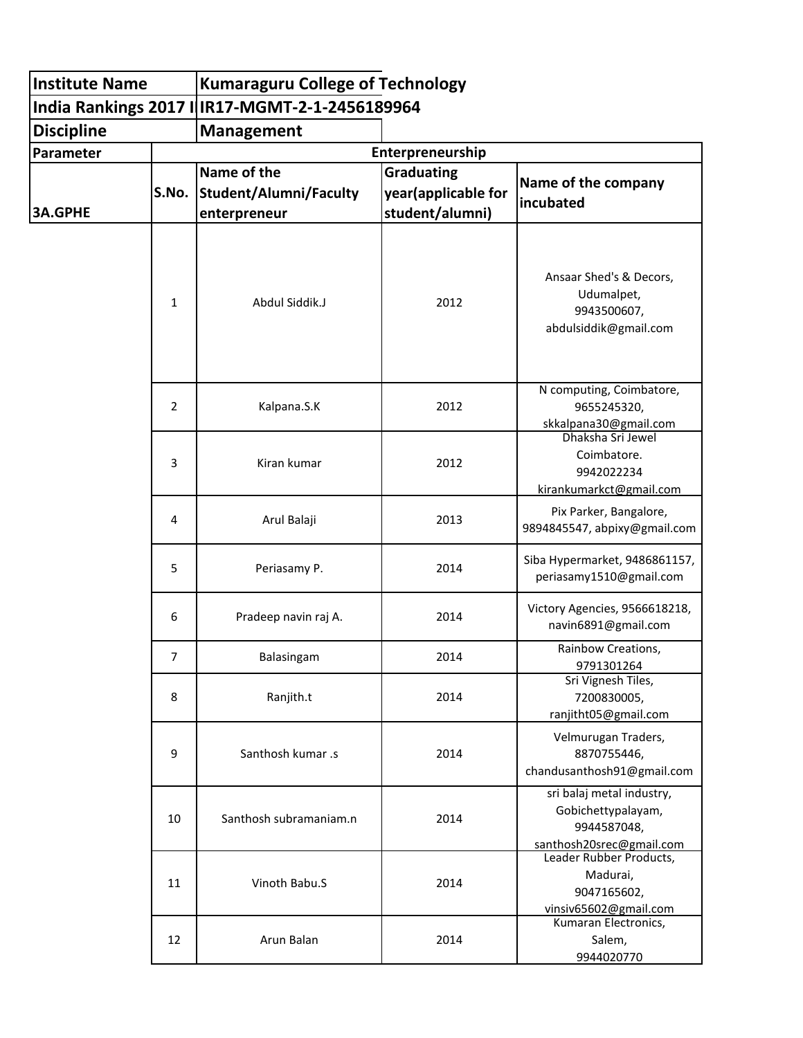| Institute Name | Kumaraguru College of Technology | | | |
|---|---|---|---|---|
| India Rankings 2017 I | IR17-MGMT-2-1-2456189964 | | | |
| Discipline | Management | | | |
| Parameter | Enterpreneurship | | | |
| 3A.GPHE | S.No. | Name of the Student/Alumni/Faculty enterpreneur | Graduating year(applicable for student/alumni) | Name of the company incubated |
| | 1 | Abdul Siddik.J | 2012 | Ansaar Shed's & Decors, Udumalpet, 9943500607, abdulsiddik@gmail.com |
| | 2 | Kalpana.S.K | 2012 | N computing, Coimbatore, 9655245320, skkalpana30@gmail.com |
| | 3 | Kiran kumar | 2012 | Dhaksha Sri Jewel Coimbatore. 9942022234 kirankumarkct@gmail.com |
| | 4 | Arul Balaji | 2013 | Pix Parker, Bangalore, 9894845547, abpixy@gmail.com |
| | 5 | Periasamy P. | 2014 | Siba Hypermarket, 9486861157, periasamy1510@gmail.com |
| | 6 | Pradeep navin raj A. | 2014 | Victory Agencies, 9566618218, navin6891@gmail.com |
| | 7 | Balasingam | 2014 | Rainbow Creations, 9791301264 |
| | 8 | Ranjith.t | 2014 | Sri Vignesh Tiles, 7200830005, ranjitht05@gmail.com |
| | 9 | Santhosh kumar .s | 2014 | Velmurugan Traders, 8870755446, chandusanthosh91@gmail.com |
| | 10 | Santhosh subramaniam.n | 2014 | sri balaj metal industry, Gobichettypalayam, 9944587048, santhosh20srec@gmail.com |
| | 11 | Vinoth Babu.S | 2014 | Leader Rubber Products, Madurai, 9047165602, vinsiv65602@gmail.com |
| | 12 | Arun Balan | 2014 | Kumaran Electronics, Salem, 9944020770 |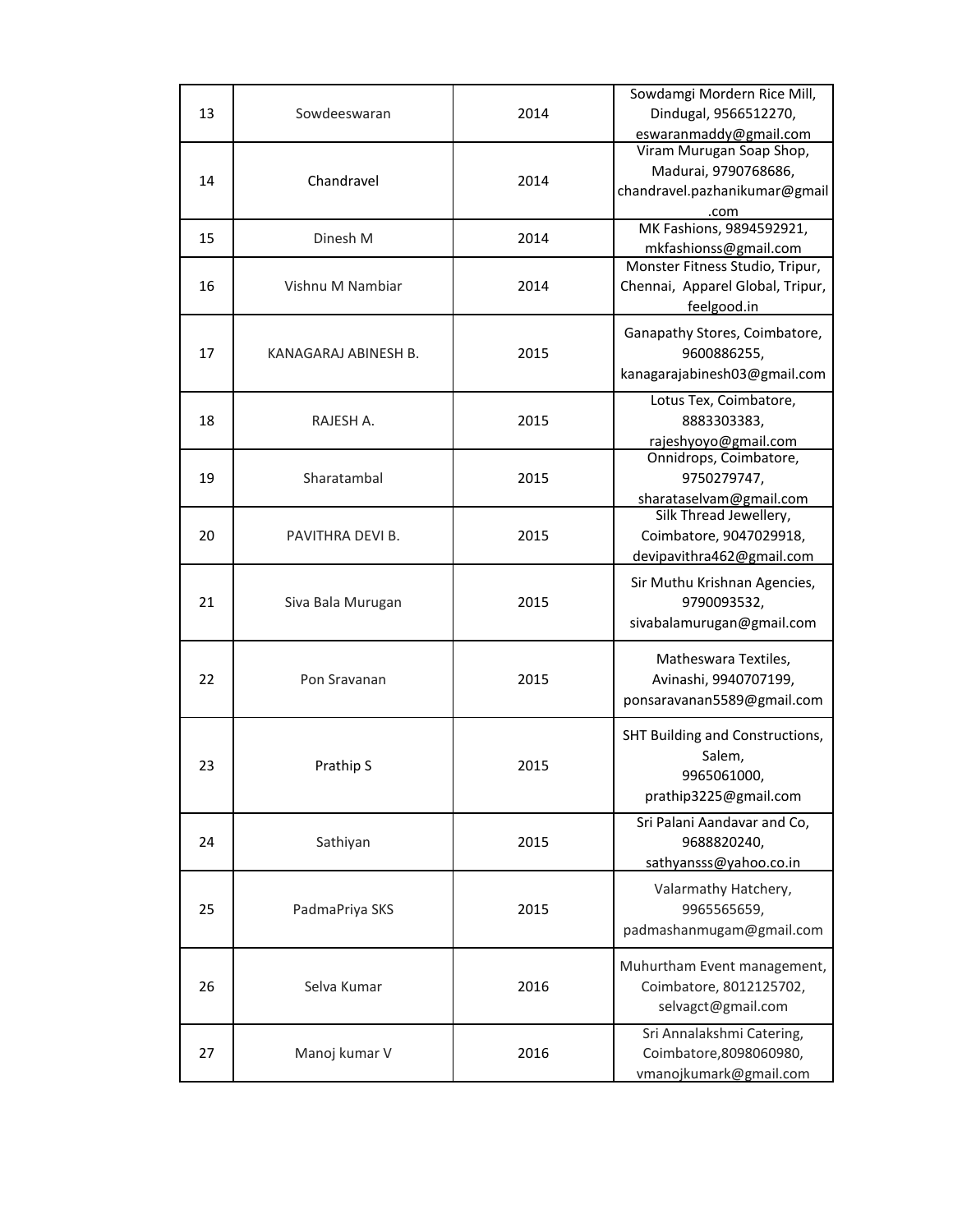| 13 | Sowdeeswaran | 2014 | Sowdamgi Mordern Rice Mill, Dindugal, 9566512270, eswaranmaddy@gmail.com |
|---|---|---|---|
| 14 | Chandravel | 2014 | Viram Murugan Soap Shop, Madurai, 9790768686, chandravel.pazhanikumar@gmail.com |
| 15 | Dinesh M | 2014 | MK Fashions, 9894592921, mkfashionss@gmail.com |
| 16 | Vishnu M Nambiar | 2014 | Monster Fitness Studio, Tripur, Chennai, Apparel Global, Tripur, feelgood.in |
| 17 | KANAGARAJ ABINESH B. | 2015 | Ganapathy Stores, Coimbatore, 9600886255, kanagarajabinesh03@gmail.com |
| 18 | RAJESH A. | 2015 | Lotus Tex, Coimbatore, 8883303383, rajeshyoyo@gmail.com |
| 19 | Sharatambal | 2015 | Onnidrops, Coimbatore, 9750279747, sharataselvam@gmail.com |
| 20 | PAVITHRA DEVI B. | 2015 | Silk Thread Jewellery, Coimbatore, 9047029918, devipavithra462@gmail.com |
| 21 | Siva Bala Murugan | 2015 | Sir Muthu Krishnan Agencies, 9790093532, sivabalamurugan@gmail.com |
| 22 | Pon Sravanan | 2015 | Matheswara Textiles, Avinashi, 9940707199, ponsaravanan5589@gmail.com |
| 23 | Prathip S | 2015 | SHT Building and Constructions, Salem, 9965061000, prathip3225@gmail.com |
| 24 | Sathiyan | 2015 | Sri Palani Aandavar and Co, 9688820240, sathyansss@yahoo.co.in |
| 25 | PadmaPriya SKS | 2015 | Valarmathy Hatchery, 9965565659, padmashanmugam@gmail.com |
| 26 | Selva Kumar | 2016 | Muhurtham Event management, Coimbatore, 8012125702, selvagct@gmail.com |
| 27 | Manoj kumar V | 2016 | Sri Annalakshmi Catering, Coimbatore,8098060980, vmanojkumark@gmail.com |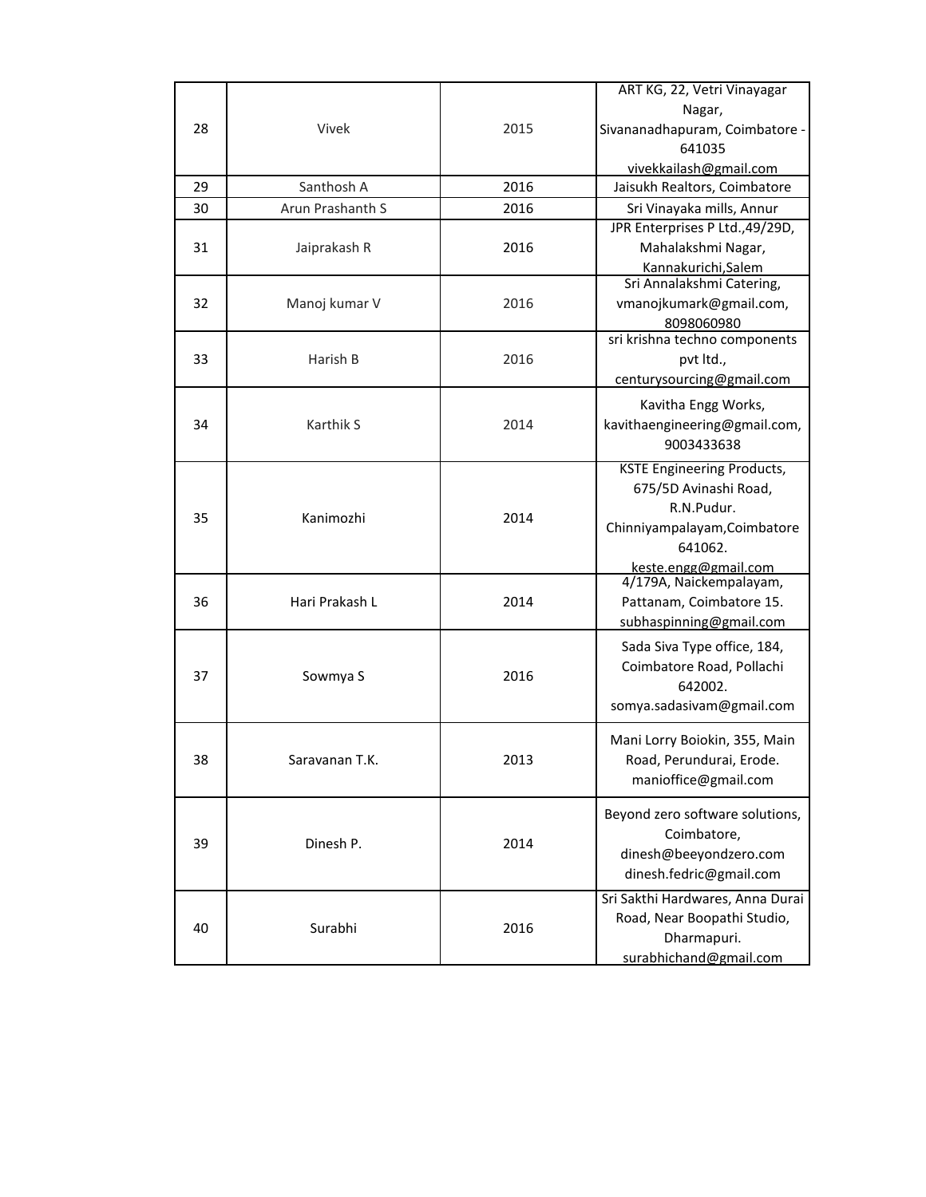| | | | |
|---|---|---|---|
| 28 | Vivek | 2015 | ART KG, 22, Vetri Vinayagar Nagar, Sivananadhapuram, Coimbatore - 641035 vivekkailash@gmail.com |
| 29 | Santhosh A | 2016 | Jaisukh Realtors, Coimbatore |
| 30 | Arun Prashanth S | 2016 | Sri Vinayaka mills, Annur |
| 31 | Jaiprakash R | 2016 | JPR Enterprises P Ltd.,49/29D, Mahalakshmi Nagar, Kannakurichi,Salem |
| 32 | Manoj kumar V | 2016 | Sri Annalakshmi Catering, vmanojkumark@gmail.com, 8098060980 |
| 33 | Harish B | 2016 | sri krishna techno components pvt ltd., centurysourcing@gmail.com |
| 34 | Karthik S | 2014 | Kavitha Engg Works, kavithaengineering@gmail.com, 9003433638 |
| 35 | Kanimozhi | 2014 | KSTE Engineering Products, 675/5D Avinashi Road, R.N.Pudur. Chinniyampalayam,Coimbatore 641062. keste.engg@gmail.com |
| 36 | Hari Prakash L | 2014 | 4/179A, Naickempalayam, Pattanam, Coimbatore 15. subhaspinning@gmail.com |
| 37 | Sowmya S | 2016 | Sada Siva Type office, 184, Coimbatore Road, Pollachi 642002. somya.sadasivam@gmail.com |
| 38 | Saravanan T.K. | 2013 | Mani Lorry Boiokin, 355, Main Road, Perundurai, Erode. manioffice@gmail.com |
| 39 | Dinesh P. | 2014 | Beyond zero software solutions, Coimbatore, dinesh@beeyondzero.com dinesh.fedric@gmail.com |
| 40 | Surabhi | 2016 | Sri Sakthi Hardwares, Anna Durai Road, Near Boopathi Studio, Dharmapuri. surabhichand@gmail.com |